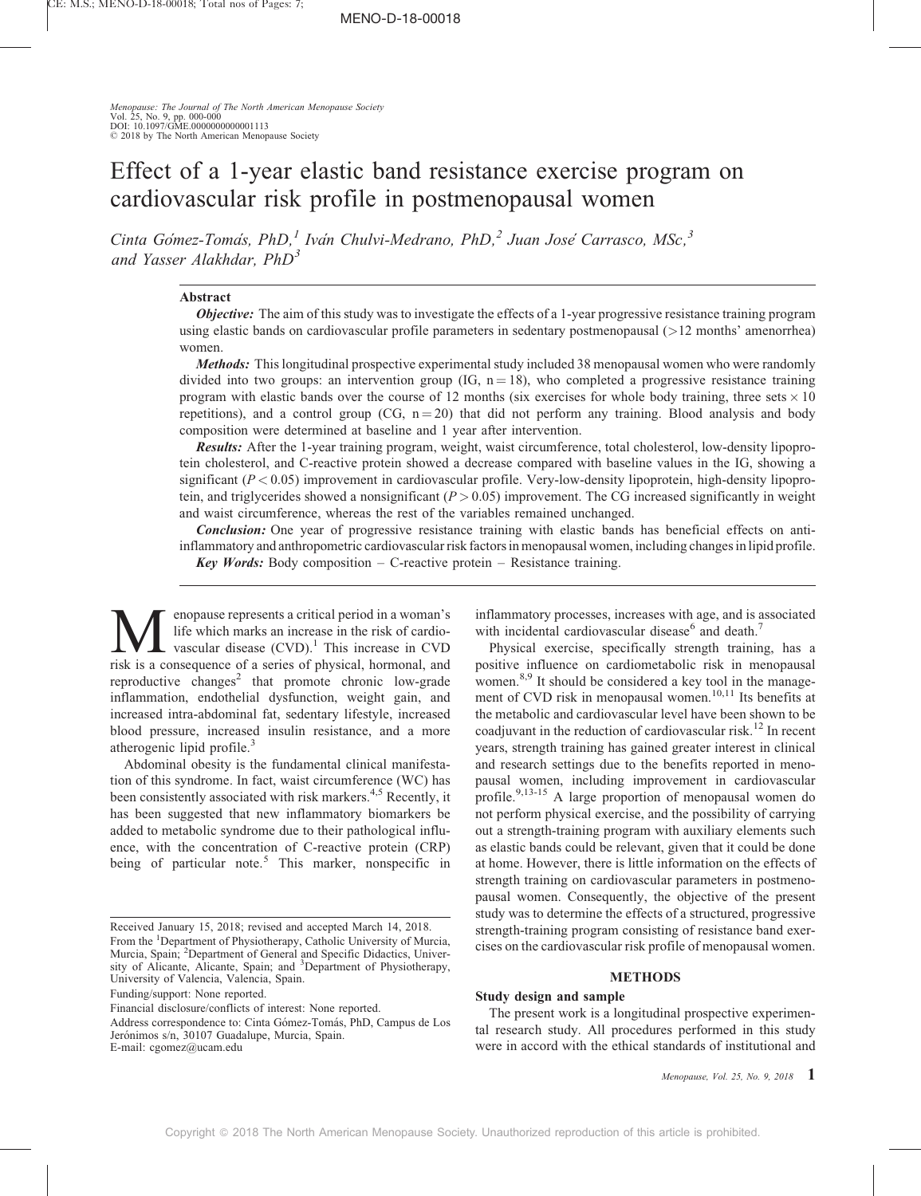# Effect of a 1-year elastic band resistance exercise program on cardiovascular risk profile in postmenopausal women

*Cinta Gómez-Tomás, PhD,[1] Iván Chulvi-Medrano, PhD,[2] Juan José Carrasco, MSc,[3] and Yasser Alakhdar, PhD[3]*

## Abstract

***Objective:*** The aim of this study was to investigate the effects of a 1-year progressive resistance training program using elastic bands on cardiovascular profile parameters in sedentary postmenopausal (>12 months' amenorrhea) women.

***Methods:*** This longitudinal prospective experimental study included 38 menopausal women who were randomly divided into two groups: an intervention group (IG, $n = 18$), who completed a progressive resistance training program with elastic bands over the course of 12 months (six exercises for whole body training, three sets $\times$ 10 repetitions), and a control group (CG, $n = 20$) that did not perform any training. Blood analysis and body composition were determined at baseline and 1 year after intervention.

***Results:*** After the 1-year training program, weight, waist circumference, total cholesterol, low-density lipoprotein cholesterol, and C-reactive protein showed a decrease compared with baseline values in the IG, showing a significant ($P < 0.05$) improvement in cardiovascular profile. Very-low-density lipoprotein, high-density lipoprotein, and triglycerides showed a nonsignificant ($P > 0.05$) improvement. The CG increased significantly in weight and waist circumference, whereas the rest of the variables remained unchanged.

***Conclusion:*** One year of progressive resistance training with elastic bands has beneficial effects on anti-inflammatory and anthropometric cardiovascular risk factors in menopausal women, including changes in lipid profile.

***Key Words:*** Body composition – C-reactive protein – Resistance training.

Menopause represents a critical period in a woman's life which marks an increase in the risk of cardiovascular disease (CVD).[1] This increase in CVD risk is a consequence of a series of physical, hormonal, and reproductive changes[2] that promote chronic low-grade inflammation, endothelial dysfunction, weight gain, and increased intra-abdominal fat, sedentary lifestyle, increased blood pressure, increased insulin resistance, and a more atherogenic lipid profile.[3]

Abdominal obesity is the fundamental clinical manifestation of this syndrome. In fact, waist circumference (WC) has been consistently associated with risk markers.[4,5] Recently, it has been suggested that new inflammatory biomarkers be added to metabolic syndrome due to their pathological influence, with the concentration of C-reactive protein (CRP) being of particular note.[5] This marker, nonspecific in inflammatory processes, increases with age, and is associated with incidental cardiovascular disease[6] and death.[7]

Physical exercise, specifically strength training, has a positive influence on cardiometabolic risk in menopausal women.[8,9] It should be considered a key tool in the management of CVD risk in menopausal women.[10,11] Its benefits at the metabolic and cardiovascular level have been shown to be coadjuvant in the reduction of cardiovascular risk.[12] In recent years, strength training has gained greater interest in clinical and research settings due to the benefits reported in menopausal women, including improvement in cardiovascular profile.[9,13-15] A large proportion of menopausal women do not perform physical exercise, and the possibility of carrying out a strength-training program with auxiliary elements such as elastic bands could be relevant, given that it could be done at home. However, there is little information on the effects of strength training on cardiovascular parameters in postmenopausal women. Consequently, the objective of the present study was to determine the effects of a structured, progressive strength-training program consisting of resistance band exercises on the cardiovascular risk profile of menopausal women.

## METHODS

### Study design and sample

The present work is a longitudinal prospective experimental research study. All procedures performed in this study were in accord with the ethical standards of institutional and

---

Received January 15, 2018; revised and accepted March 14, 2018.

From the [1]Department of Physiotherapy, Catholic University of Murcia, Murcia, Spain; [2]Department of General and Specific Didactics, University of Alicante, Alicante, Spain; and [3]Department of Physiotherapy, University of Valencia, Valencia, Spain.

Funding/support: None reported.

Financial disclosure/conflicts of interest: None reported.

Address correspondence to: Cinta Gómez-Tomás, PhD, Campus de Los Jerónimos s/n, 30107 Guadalupe, Murcia, Spain. E-mail: cgomez@ucam.edu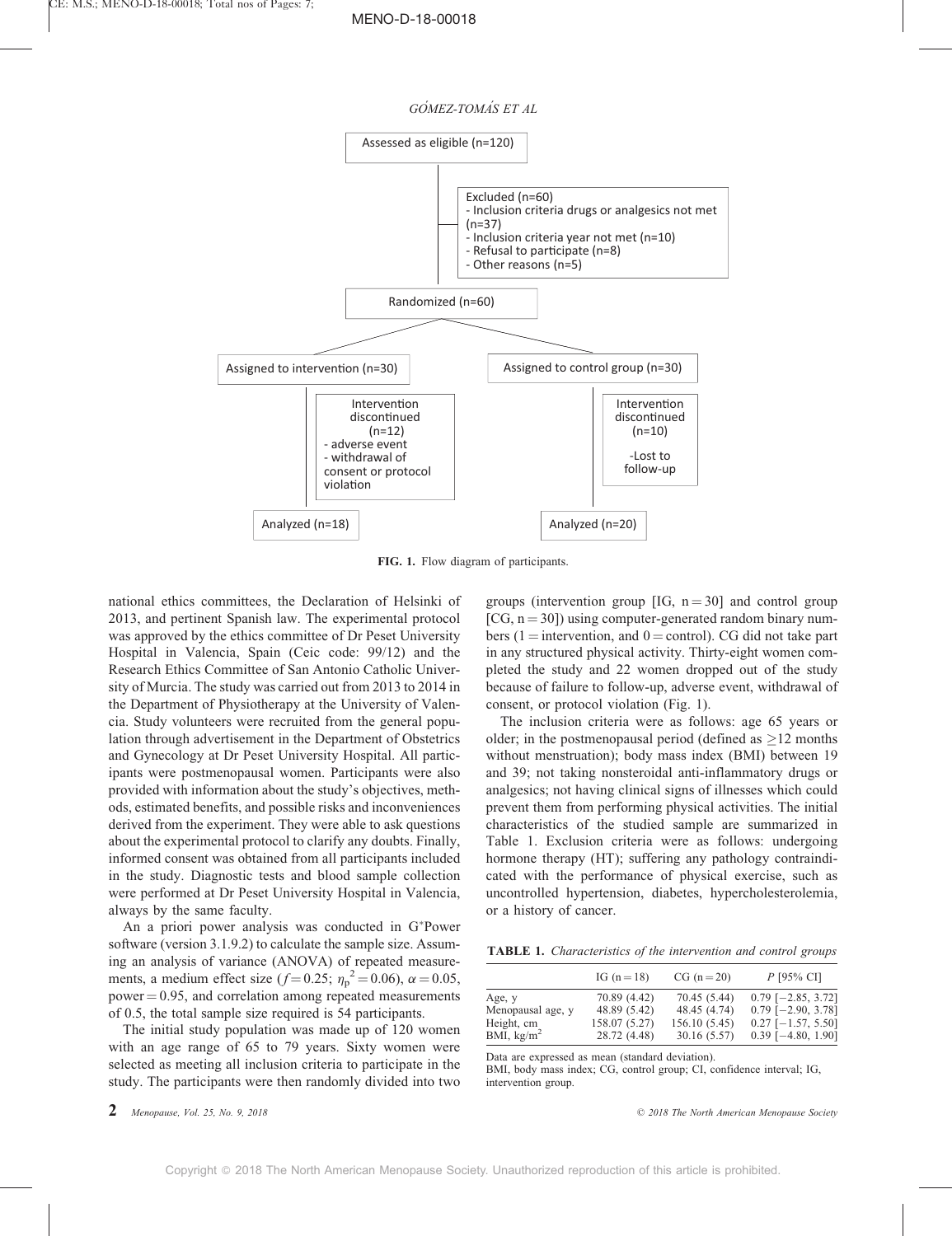Assessed as eligible (n=120)

Excluded (n=60)
- Inclusion criteria drugs or analgesics not met (n=37)
- Inclusion criteria year not met (n=10)
- Refusal to participate (n=8)
- Other reasons (n=5)

Randomized (n=60)

Assigned to intervention (n=30)

Intervention discontinued (n=12)
- adverse event
- withdrawal of consent or protocol violation

Analyzed (n=18)

Assigned to control group (n=30)

Intervention discontinued (n=10)
-Lost to follow-up

Analyzed (n=20)

**FIG. 1.** Flow diagram of participants.

national ethics committees, the Declaration of Helsinki of 2013, and pertinent Spanish law. The experimental protocol was approved by the ethics committee of Dr Peset University Hospital in Valencia, Spain (Ceic code: 99/12) and the Research Ethics Committee of San Antonio Catholic University of Murcia. The study was carried out from 2013 to 2014 in the Department of Physiotherapy at the University of Valencia. Study volunteers were recruited from the general population through advertisement in the Department of Obstetrics and Gynecology at Dr Peset University Hospital. All participants were postmenopausal women. Participants were also provided with information about the study's objectives, methods, estimated benefits, and possible risks and inconveniences derived from the experiment. They were able to ask questions about the experimental protocol to clarify any doubts. Finally, informed consent was obtained from all participants included in the study. Diagnostic tests and blood sample collection were performed at Dr Peset University Hospital in Valencia, always by the same faculty.

An a priori power analysis was conducted in G*Power software (version 3.1.9.2) to calculate the sample size. Assuming an analysis of variance (ANOVA) of repeated measurements, a medium effect size ($f = 0.25$; $\eta_p^2 = 0.06$), $\alpha = 0.05$, power = 0.95, and correlation among repeated measurements of 0.5, the total sample size required is 54 participants.

The initial study population was made up of 120 women with an age range of 65 to 79 years. Sixty women were selected as meeting all inclusion criteria to participate in the study. The participants were then randomly divided into two groups (intervention group [IG, n = 30] and control group [CG, n = 30]) using computer-generated random binary numbers (1 = intervention, and 0 = control). CG did not take part in any structured physical activity. Thirty-eight women completed the study and 22 women dropped out of the study because of failure to follow-up, adverse event, withdrawal of consent, or protocol violation (Fig. 1).

The inclusion criteria were as follows: age 65 years or older; in the postmenopausal period (defined as $\geq$12 months without menstruation); body mass index (BMI) between 19 and 39; not taking nonsteroidal anti-inflammatory drugs or analgesics; not having clinical signs of illnesses which could prevent them from performing physical activities. The initial characteristics of the studied sample are summarized in Table 1. Exclusion criteria were as follows: undergoing hormone therapy (HT); suffering any pathology contraindicated with the performance of physical exercise, such as uncontrolled hypertension, diabetes, hypercholesterolemia, or a history of cancer.

**TABLE 1.** *Characteristics of the intervention and control groups*

| | IG (n = 18) | CG (n = 20) | *P* [95% CI] |
|---|---|---|---|
| Age, y | 70.89 (4.42) | 70.45 (5.44) | 0.79 [−2.85, 3.72] |
| Menopausal age, y | 48.89 (5.42) | 48.45 (4.74) | 0.79 [−2.90, 3.78] |
| Height, cm | 158.07 (5.27) | 156.10 (5.45) | 0.27 [−1.57, 5.50] |
| BMI, kg/m$^2$ | 28.72 (4.48) | 30.16 (5.57) | 0.39 [−4.80, 1.90] |

Data are expressed as mean (standard deviation).
BMI, body mass index; CG, control group; CI, confidence interval; IG, intervention group.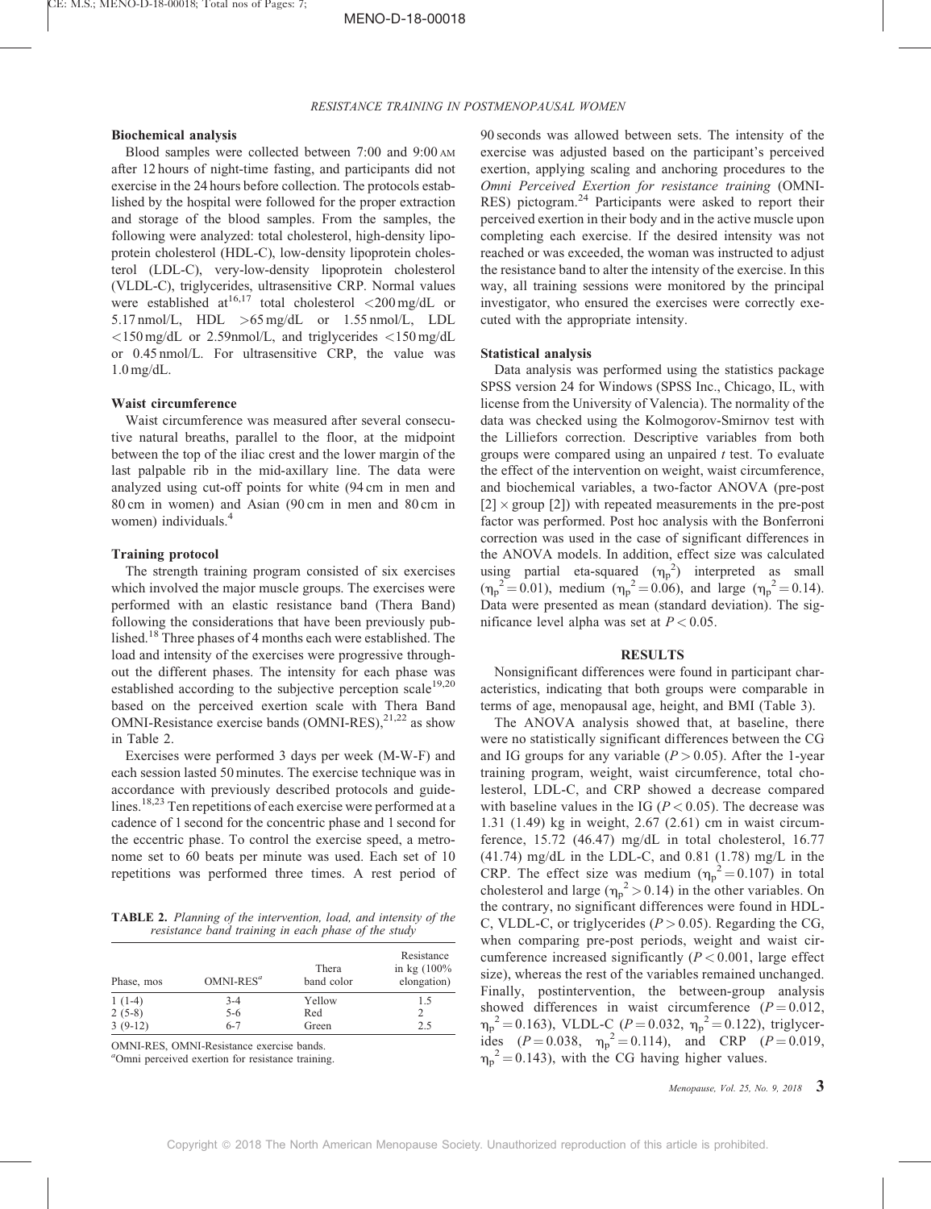### Biochemical analysis

Blood samples were collected between 7:00 and 9:00 AM after 12 hours of night-time fasting, and participants did not exercise in the 24 hours before collection. The protocols established by the hospital were followed for the proper extraction and storage of the blood samples. From the samples, the following were analyzed: total cholesterol, high-density lipoprotein cholesterol (HDL-C), low-density lipoprotein cholesterol (LDL-C), very-low-density lipoprotein cholesterol (VLDL-C), triglycerides, ultrasensitive CRP. Normal values were established at[16,17] total cholesterol <200 mg/dL or 5.17 nmol/L, HDL >65 mg/dL or 1.55 nmol/L, LDL <150 mg/dL or 2.59nmol/L, and triglycerides <150 mg/dL or 0.45 nmol/L. For ultrasensitive CRP, the value was 1.0 mg/dL.

### Waist circumference

Waist circumference was measured after several consecutive natural breaths, parallel to the floor, at the midpoint between the top of the iliac crest and the lower margin of the last palpable rib in the mid-axillary line. The data were analyzed using cut-off points for white (94 cm in men and 80 cm in women) and Asian (90 cm in men and 80 cm in women) individuals.[4]

### Training protocol

The strength training program consisted of six exercises which involved the major muscle groups. The exercises were performed with an elastic resistance band (Thera Band) following the considerations that have been previously published.[18] Three phases of 4 months each were established. The load and intensity of the exercises were progressive throughout the different phases. The intensity for each phase was established according to the subjective perception scale[19,20] based on the perceived exertion scale with Thera Band OMNI-Resistance exercise bands (OMNI-RES),[21,22] as show in Table 2.

Exercises were performed 3 days per week (M-W-F) and each session lasted 50 minutes. The exercise technique was in accordance with previously described protocols and guidelines.[18,23] Ten repetitions of each exercise were performed at a cadence of 1 second for the concentric phase and 1 second for the eccentric phase. To control the exercise speed, a metronome set to 60 beats per minute was used. Each set of 10 repetitions was performed three times. A rest period of 90 seconds was allowed between sets. The intensity of the exercise was adjusted based on the participant's perceived exertion, applying scaling and anchoring procedures to the *Omni Perceived Exertion for resistance training* (OMNI-RES) pictogram.[24] Participants were asked to report their perceived exertion in their body and in the active muscle upon completing each exercise. If the desired intensity was not reached or was exceeded, the woman was instructed to adjust the resistance band to alter the intensity of the exercise. In this way, all training sessions were monitored by the principal investigator, who ensured the exercises were correctly executed with the appropriate intensity.

**TABLE 2.** *Planning of the intervention, load, and intensity of the resistance band training in each phase of the study*

| Phase, mos | OMNI-RES[a] | Thera band color | Resistance in kg (100% elongation) |
|---|---|---|---|
| 1 (1-4) | 3-4 | Yellow | 1.5 |
| 2 (5-8) | 5-6 | Red | 2 |
| 3 (9-12) | 6-7 | Green | 2.5 |

OMNI-RES, OMNI-Resistance exercise bands.
[a]Omni perceived exertion for resistance training.

### Statistical analysis

Data analysis was performed using the statistics package SPSS version 24 for Windows (SPSS Inc., Chicago, IL, with license from the University of Valencia). The normality of the data was checked using the Kolmogorov-Smirnov test with the Lilliefors correction. Descriptive variables from both groups were compared using an unpaired *t* test. To evaluate the effect of the intervention on weight, waist circumference, and biochemical variables, a two-factor ANOVA (pre-post [2] × group [2]) with repeated measurements in the pre-post factor was performed. Post hoc analysis with the Bonferroni correction was used in the case of significant differences in the ANOVA models. In addition, effect size was calculated using partial eta-squared ($\eta_p^2$) interpreted as small ($\eta_p^2 = 0.01$), medium ($\eta_p^2 = 0.06$), and large ($\eta_p^2 = 0.14$). Data were presented as mean (standard deviation). The significance level alpha was set at $P < 0.05$.

## RESULTS

Nonsignificant differences were found in participant characteristics, indicating that both groups were comparable in terms of age, menopausal age, height, and BMI (Table 3).

The ANOVA analysis showed that, at baseline, there were no statistically significant differences between the CG and IG groups for any variable ($P > 0.05$). After the 1-year training program, weight, waist circumference, total cholesterol, LDL-C, and CRP showed a decrease compared with baseline values in the IG ($P < 0.05$). The decrease was 1.31 (1.49) kg in weight, 2.67 (2.61) cm in waist circumference, 15.72 (46.47) mg/dL in total cholesterol, 16.77 (41.74) mg/dL in the LDL-C, and 0.81 (1.78) mg/L in the CRP. The effect size was medium ($\eta_p^2 = 0.107$) in total cholesterol and large ($\eta_p^2 > 0.14$) in the other variables. On the contrary, no significant differences were found in HDL-C, VLDL-C, or triglycerides ($P > 0.05$). Regarding the CG, when comparing pre-post periods, weight and waist circumference increased significantly ($P < 0.001$, large effect size), whereas the rest of the variables remained unchanged. Finally, postintervention, the between-group analysis showed differences in waist circumference ($P = 0.012$, $\eta_p^2 = 0.163$), VLDL-C ($P = 0.032$, $\eta_p^2 = 0.122$), triglycerides ($P = 0.038$, $\eta_p^2 = 0.114$), and CRP ($P = 0.019$, $\eta_p^2 = 0.143$), with the CG having higher values.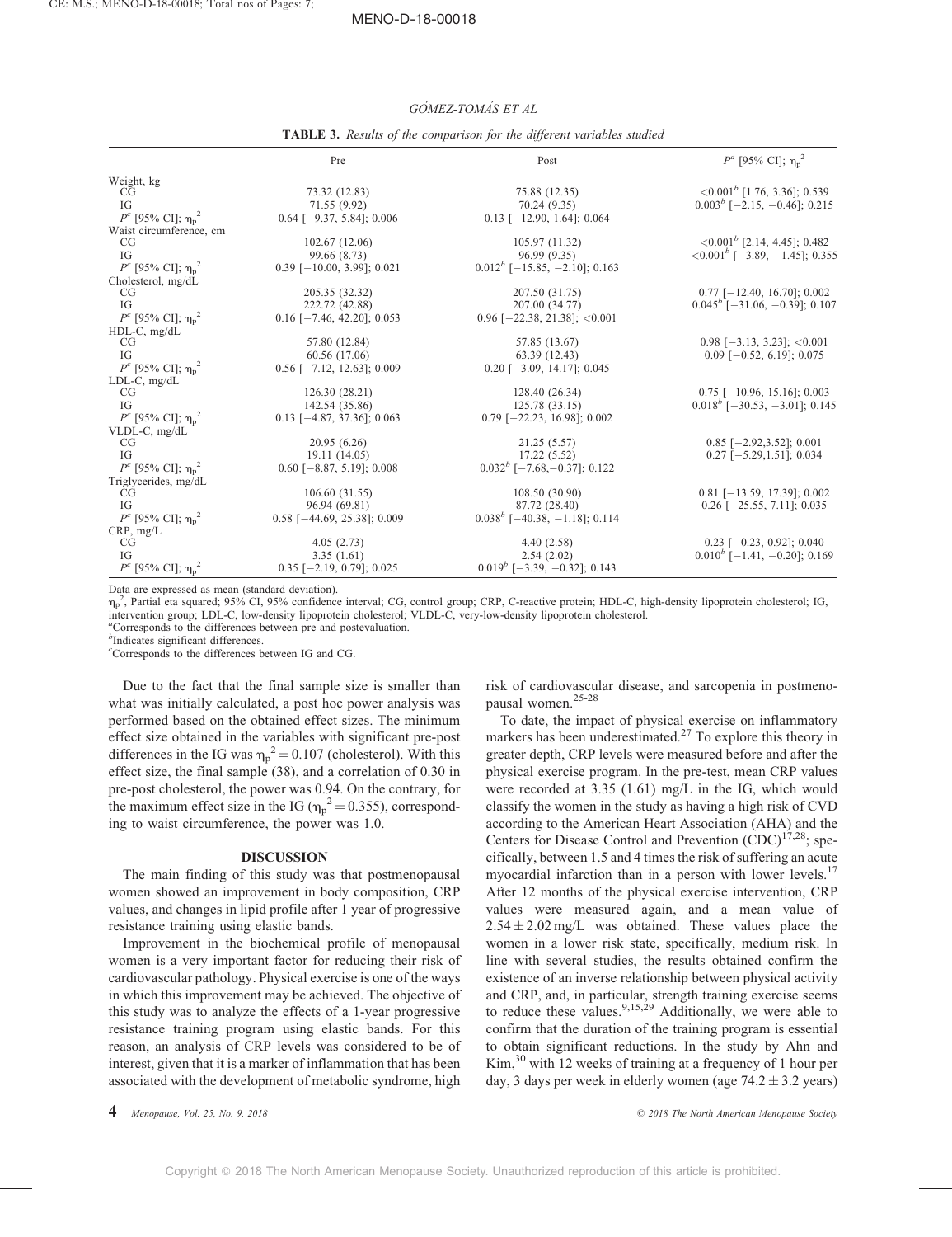**TABLE 3.** *Results of the comparison for the different variables studied*

| | Pre | Post | $P^a$ [95% CI]; $\eta_p^2$ |
|---|---|---|---|
| Weight, kg | | | |
| CG | 73.32 (12.83) | 75.88 (12.35) | <0.001[b] [1.76, 3.36]; 0.539 |
| IG | 71.55 (9.92) | 70.24 (9.35) | 0.003[b] [−2.15, −0.46]; 0.215 |
| $P^c$ [95% CI]; $\eta_p^2$ | 0.64 [−9.37, 5.84]; 0.006 | 0.13 [−12.90, 1.64]; 0.064 | |
| Waist circumference, cm | | | |
| CG | 102.67 (12.06) | 105.97 (11.32) | <0.001[b] [2.14, 4.45]; 0.482 |
| IG | 99.66 (8.73) | 96.99 (9.35) | <0.001[b] [−3.89, −1.45]; 0.355 |
| $P^c$ [95% CI]; $\eta_p^2$ | 0.39 [−10.00, 3.99]; 0.021 | 0.012[b] [−15.85, −2.10]; 0.163 | |
| Cholesterol, mg/dL | | | |
| CG | 205.35 (32.32) | 207.50 (31.75) | 0.77 [−12.40, 16.70]; 0.002 |
| IG | 222.72 (42.88) | 207.00 (34.77) | 0.045[b] [−31.06, −0.39]; 0.107 |
| $P^c$ [95% CI]; $\eta_p^2$ | 0.16 [−7.46, 42.20]; 0.053 | 0.96 [−22.38, 21.38]; <0.001 | |
| HDL-C, mg/dL | | | |
| CG | 57.80 (12.84) | 57.85 (13.67) | 0.98 [−3.13, 3.23]; <0.001 |
| IG | 60.56 (17.06) | 63.39 (12.43) | 0.09 [−0.52, 6.19]; 0.075 |
| $P^c$ [95% CI]; $\eta_p^2$ | 0.56 [−7.12, 12.63]; 0.009 | 0.20 [−3.09, 14.17]; 0.045 | |
| LDL-C, mg/dL | | | |
| CG | 126.30 (28.21) | 128.40 (26.34) | 0.75 [−10.96, 15.16]; 0.003 |
| IG | 142.54 (35.86) | 125.78 (33.15) | 0.018[b] [−30.53, −3.01]; 0.145 |
| $P^c$ [95% CI]; $\eta_p^2$ | 0.13 [−4.87, 37.36]; 0.063 | 0.79 [−22.23, 16.98]; 0.002 | |
| VLDL-C, mg/dL | | | |
| CG | 20.95 (6.26) | 21.25 (5.57) | 0.85 [−2.92,3.52]; 0.001 |
| IG | 19.11 (14.05) | 17.22 (5.52) | 0.27 [−5.29,1.51]; 0.034 |
| $P^c$ [95% CI]; $\eta_p^2$ | 0.60 [−8.87, 5.19]; 0.008 | 0.032[b] [−7.68,−0.37]; 0.122 | |
| Triglycerides, mg/dL | | | |
| CG | 106.60 (31.55) | 108.50 (30.90) | 0.81 [−13.59, 17.39]; 0.002 |
| IG | 96.94 (69.81) | 87.72 (28.40) | 0.26 [−25.55, 7.11]; 0.035 |
| $P^c$ [95% CI]; $\eta_p^2$ | 0.58 [−44.69, 25.38]; 0.009 | 0.038[b] [−40.38, −1.18]; 0.114 | |
| CRP, mg/L | | | |
| CG | 4.05 (2.73) | 4.40 (2.58) | 0.23 [−0.23, 0.92]; 0.040 |
| IG | 3.35 (1.61) | 2.54 (2.02) | 0.010[b] [−1.41, −0.20]; 0.169 |
| $P^c$ [95% CI]; $\eta_p^2$ | 0.35 [−2.19, 0.79]; 0.025 | 0.019[b] [−3.39, −0.32]; 0.143 | |

Data are expressed as mean (standard deviation).
$\eta_p^2$, Partial eta squared; 95% CI, 95% confidence interval; CG, control group; CRP, C-reactive protein; HDL-C, high-density lipoprotein cholesterol; IG, intervention group; LDL-C, low-density lipoprotein cholesterol; VLDL-C, very-low-density lipoprotein cholesterol.
[a]Corresponds to the differences between pre and postevaluation.
[b]Indicates significant differences.
[c]Corresponds to the differences between IG and CG.

Due to the fact that the final sample size is smaller than what was initially calculated, a post hoc power analysis was performed based on the obtained effect sizes. The minimum effect size obtained in the variables with significant pre-post differences in the IG was $\eta_p^2 = 0.107$ (cholesterol). With this effect size, the final sample (38), and a correlation of 0.30 in pre-post cholesterol, the power was 0.94. On the contrary, for the maximum effect size in the IG ($\eta_p^2 = 0.355$), corresponding to waist circumference, the power was 1.0.

## DISCUSSION

The main finding of this study was that postmenopausal women showed an improvement in body composition, CRP values, and changes in lipid profile after 1 year of progressive resistance training using elastic bands.

Improvement in the biochemical profile of menopausal women is a very important factor for reducing their risk of cardiovascular pathology. Physical exercise is one of the ways in which this improvement may be achieved. The objective of this study was to analyze the effects of a 1-year progressive resistance training program using elastic bands. For this reason, an analysis of CRP levels was considered to be of interest, given that it is a marker of inflammation that has been associated with the development of metabolic syndrome, high risk of cardiovascular disease, and sarcopenia in postmenopausal women.[25-28]

To date, the impact of physical exercise on inflammatory markers has been underestimated.[27] To explore this theory in greater depth, CRP levels were measured before and after the physical exercise program. In the pre-test, mean CRP values were recorded at 3.35 (1.61) mg/L in the IG, which would classify the women in the study as having a high risk of CVD according to the American Heart Association (AHA) and the Centers for Disease Control and Prevention (CDC)[17,28]; specifically, between 1.5 and 4 times the risk of suffering an acute myocardial infarction than in a person with lower levels.[17] After 12 months of the physical exercise intervention, CRP values were measured again, and a mean value of $2.54 \pm 2.02$ mg/L was obtained. These values place the women in a lower risk state, specifically, medium risk. In line with several studies, the results obtained confirm the existence of an inverse relationship between physical activity and CRP, and, in particular, strength training exercise seems to reduce these values.[9,15,29] Additionally, we were able to confirm that the duration of the training program is essential to obtain significant reductions. In the study by Ahn and Kim,[30] with 12 weeks of training at a frequency of 1 hour per day, 3 days per week in elderly women (age $74.2 \pm 3.2$ years)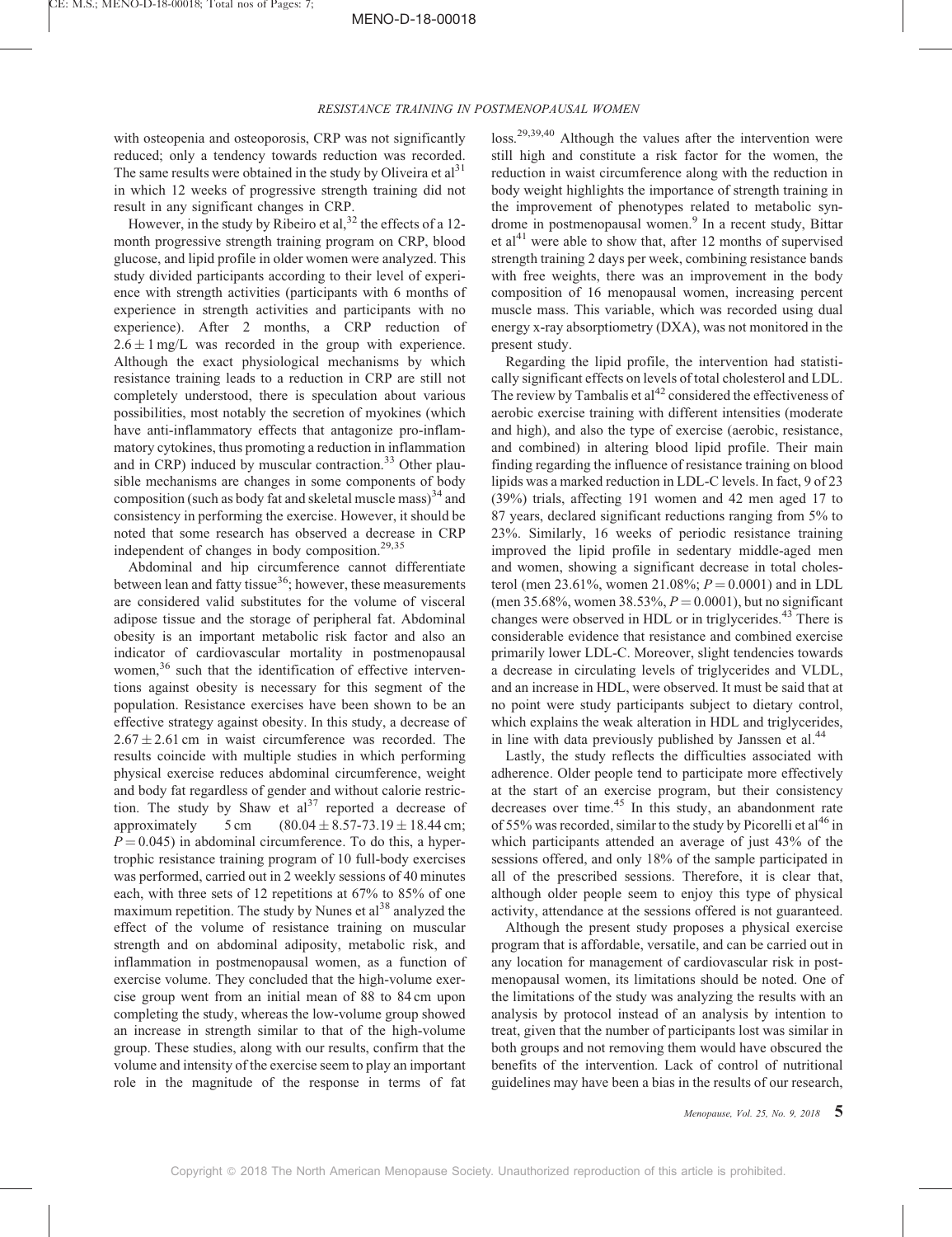with osteopenia and osteoporosis, CRP was not significantly reduced; only a tendency towards reduction was recorded. The same results were obtained in the study by Oliveira et al[31] in which 12 weeks of progressive strength training did not result in any significant changes in CRP.

However, in the study by Ribeiro et al,[32] the effects of a 12-month progressive strength training program on CRP, blood glucose, and lipid profile in older women were analyzed. This study divided participants according to their level of experience with strength activities (participants with 6 months of experience in strength activities and participants with no experience). After 2 months, a CRP reduction of $2.6 \pm 1$ mg/L was recorded in the group with experience. Although the exact physiological mechanisms by which resistance training leads to a reduction in CRP are still not completely understood, there is speculation about various possibilities, most notably the secretion of myokines (which have anti-inflammatory effects that antagonize pro-inflammatory cytokines, thus promoting a reduction in inflammation and in CRP) induced by muscular contraction.[33] Other plausible mechanisms are changes in some components of body composition (such as body fat and skeletal muscle mass)[34] and consistency in performing the exercise. However, it should be noted that some research has observed a decrease in CRP independent of changes in body composition.[29,35]

Abdominal and hip circumference cannot differentiate between lean and fatty tissue[36]; however, these measurements are considered valid substitutes for the volume of visceral adipose tissue and the storage of peripheral fat. Abdominal obesity is an important metabolic risk factor and also an indicator of cardiovascular mortality in postmenopausal women,[36] such that the identification of effective interventions against obesity is necessary for this segment of the population. Resistance exercises have been shown to be an effective strategy against obesity. In this study, a decrease of $2.67 \pm 2.61$ cm in waist circumference was recorded. The results coincide with multiple studies in which performing physical exercise reduces abdominal circumference, weight and body fat regardless of gender and without calorie restriction. The study by Shaw et al[37] reported a decrease of approximately 5 cm ($80.04 \pm 8.57$-$73.19 \pm 18.44$ cm; $P = 0.045$) in abdominal circumference. To do this, a hypertrophic resistance training program of 10 full-body exercises was performed, carried out in 2 weekly sessions of 40 minutes each, with three sets of 12 repetitions at 67% to 85% of one maximum repetition. The study by Nunes et al[38] analyzed the effect of the volume of resistance training on muscular strength and on abdominal adiposity, metabolic risk, and inflammation in postmenopausal women, as a function of exercise volume. They concluded that the high-volume exercise group went from an initial mean of 88 to 84 cm upon completing the study, whereas the low-volume group showed an increase in strength similar to that of the high-volume group. These studies, along with our results, confirm that the volume and intensity of the exercise seem to play an important role in the magnitude of the response in terms of fat loss.[29,39,40] Although the values after the intervention were still high and constitute a risk factor for the women, the reduction in waist circumference along with the reduction in body weight highlights the importance of strength training in the improvement of phenotypes related to metabolic syndrome in postmenopausal women.[9] In a recent study, Bittar et al[41] were able to show that, after 12 months of supervised strength training 2 days per week, combining resistance bands with free weights, there was an improvement in the body composition of 16 menopausal women, increasing percent muscle mass. This variable, which was recorded using dual energy x-ray absorptiometry (DXA), was not monitored in the present study.

Regarding the lipid profile, the intervention had statistically significant effects on levels of total cholesterol and LDL. The review by Tambalis et al[42] considered the effectiveness of aerobic exercise training with different intensities (moderate and high), and also the type of exercise (aerobic, resistance, and combined) in altering blood lipid profile. Their main finding regarding the influence of resistance training on blood lipids was a marked reduction in LDL-C levels. In fact, 9 of 23 (39%) trials, affecting 191 women and 42 men aged 17 to 87 years, declared significant reductions ranging from 5% to 23%. Similarly, 16 weeks of periodic resistance training improved the lipid profile in sedentary middle-aged men and women, showing a significant decrease in total cholesterol (men 23.61%, women 21.08%; $P = 0.0001$) and in LDL (men 35.68%, women 38.53%, $P = 0.0001$), but no significant changes were observed in HDL or in triglycerides.[43] There is considerable evidence that resistance and combined exercise primarily lower LDL-C. Moreover, slight tendencies towards a decrease in circulating levels of triglycerides and VLDL, and an increase in HDL, were observed. It must be said that at no point were study participants subject to dietary control, which explains the weak alteration in HDL and triglycerides, in line with data previously published by Janssen et al.[44]

Lastly, the study reflects the difficulties associated with adherence. Older people tend to participate more effectively at the start of an exercise program, but their consistency decreases over time.[45] In this study, an abandonment rate of 55% was recorded, similar to the study by Picorelli et al[46] in which participants attended an average of just 43% of the sessions offered, and only 18% of the sample participated in all of the prescribed sessions. Therefore, it is clear that, although older people seem to enjoy this type of physical activity, attendance at the sessions offered is not guaranteed.

Although the present study proposes a physical exercise program that is affordable, versatile, and can be carried out in any location for management of cardiovascular risk in postmenopausal women, its limitations should be noted. One of the limitations of the study was analyzing the results with an analysis by protocol instead of an analysis by intention to treat, given that the number of participants lost was similar in both groups and not removing them would have obscured the benefits of the intervention. Lack of control of nutritional guidelines may have been a bias in the results of our research,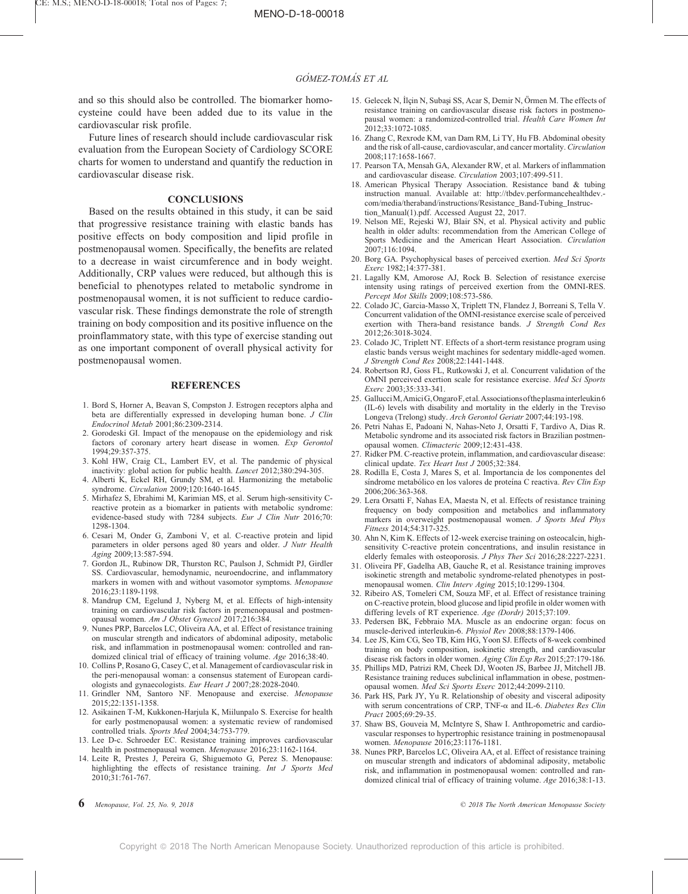and so this should also be controlled. The biomarker homocysteine could have been added due to its value in the cardiovascular risk profile.

Future lines of research should include cardiovascular risk evaluation from the European Society of Cardiology SCORE charts for women to understand and quantify the reduction in cardiovascular disease risk.

## CONCLUSIONS

Based on the results obtained in this study, it can be said that progressive resistance training with elastic bands has positive effects on body composition and lipid profile in postmenopausal women. Specifically, the benefits are related to a decrease in waist circumference and in body weight. Additionally, CRP values were reduced, but although this is beneficial to phenotypes related to metabolic syndrome in postmenopausal women, it is not sufficient to reduce cardiovascular risk. These findings demonstrate the role of strength training on body composition and its positive influence on the proinflammatory state, with this type of exercise standing out as one important component of overall physical activity for postmenopausal women.

## REFERENCES

1. Bord S, Horner A, Beavan S, Compston J. Estrogen receptors alpha and beta are differentially expressed in developing human bone. *J Clin Endocrinol Metab* 2001;86:2309-2314.
2. Gorodeski GI. Impact of the menopause on the epidemiology and risk factors of coronary artery heart disease in women. *Exp Gerontol* 1994;29:357-375.
3. Kohl HW, Craig CL, Lambert EV, et al. The pandemic of physical inactivity: global action for public health. *Lancet* 2012;380:294-305.
4. Alberti K, Eckel RH, Grundy SM, et al. Harmonizing the metabolic syndrome. *Circulation* 2009;120:1640-1645.
5. Mirhafez S, Ebrahimi M, Karimian MS, et al. Serum high-sensitivity C-reactive protein as a biomarker in patients with metabolic syndrome: evidence-based study with 7284 subjects. *Eur J Clin Nutr* 2016;70:1298-1304.
6. Cesari M, Onder G, Zamboni V, et al. C-reactive protein and lipid parameters in older persons aged 80 years and older. *J Nutr Health Aging* 2009;13:587-594.
7. Gordon JL, Rubinow DR, Thurston RC, Paulson J, Schmidt PJ, Girdler SS. Cardiovascular, hemodynamic, neuroendocrine, and inflammatory markers in women with and without vasomotor symptoms. *Menopause* 2016;23:1189-1198.
8. Mandrup CM, Egelund J, Nyberg M, et al. Effects of high-intensity training on cardiovascular risk factors in premenopausal and postmenopausal women. *Am J Obstet Gynecol* 2017;216:384.
9. Nunes PRP, Barcelos LC, Oliveira AA, et al. Effect of resistance training on muscular strength and indicators of abdominal adiposity, metabolic risk, and inflammation in postmenopausal women: controlled and randomized clinical trial of efficacy of training volume. *Age* 2016;38:40.
10. Collins P, Rosano G, Casey C, et al. Management of cardiovascular risk in the peri-menopausal woman: a consensus statement of European cardiologists and gynaecologists. *Eur Heart J* 2007;28:2028-2040.
11. Grindler NM, Santoro NF. Menopause and exercise. *Menopause* 2015;22:1351-1358.
12. Asikainen T-M, Kukkonen-Harjula K, Miilunpalo S. Exercise for health for early postmenopausal women: a systematic review of randomised controlled trials. *Sports Med* 2004;34:753-779.
13. Lee D-c. Schroeder EC. Resistance training improves cardiovascular health in postmenopausal women. *Menopause* 2016;23:1162-1164.
14. Leite R, Prestes J, Pereira G, Shiguemoto G, Perez S. Menopause: highlighting the effects of resistance training. *Int J Sports Med* 2010;31:761-767.
15. Gelecek N, İlçin N, Subaşi SS, Acar S, Demir N, Örmen M. The effects of resistance training on cardiovascular disease risk factors in postmenopausal women: a randomized-controlled trial. *Health Care Women Int* 2012;33:1072-1085.
16. Zhang C, Rexrode KM, van Dam RM, Li TY, Hu FB. Abdominal obesity and the risk of all-cause, cardiovascular, and cancer mortality. *Circulation* 2008;117:1658-1667.
17. Pearson TA, Mensah GA, Alexander RW, et al. Markers of inflammation and cardiovascular disease. *Circulation* 2003;107:499-511.
18. American Physical Therapy Association. Resistance band & tubing instruction manual. Available at: http://tbdev.performancehealthdev.com/media/theraband/instructions/Resistance_Band-Tubing_Instruction_Manual(1).pdf. Accessed August 22, 2017.
19. Nelson ME, Rejeski WJ, Blair SN, et al. Physical activity and public health in older adults: recommendation from the American College of Sports Medicine and the American Heart Association. *Circulation* 2007;116:1094.
20. Borg GA. Psychophysical bases of perceived exertion. *Med Sci Sports Exerc* 1982;14:377-381.
21. Lagally KM, Amorose AJ, Rock B. Selection of resistance exercise intensity using ratings of perceived exertion from the OMNI-RES. *Percept Mot Skills* 2009;108:573-586.
22. Colado JC, Garcia-Masso X, Triplett TN, Flandez J, Borreani S, Tella V. Concurrent validation of the OMNI-resistance exercise scale of perceived exertion with Thera-band resistance bands. *J Strength Cond Res* 2012;26:3018-3024.
23. Colado JC, Triplett NT. Effects of a short-term resistance program using elastic bands versus weight machines for sedentary middle-aged women. *J Strength Cond Res* 2008;22:1441-1448.
24. Robertson RJ, Goss FL, Rutkowski J, et al. Concurrent validation of the OMNI perceived exertion scale for resistance exercise. *Med Sci Sports Exerc* 2003;35:333-341.
25. Gallucci M, Amici G, Ongaro F, et al. Associations of the plasma interleukin 6 (IL-6) levels with disability and mortality in the elderly in the Treviso Longeva (Trelong) study. *Arch Gerontol Geriatr* 2007;44:193-198.
26. Petri Nahas E, Padoani N, Nahas-Neto J, Orsatti F, Tardivo A, Dias R. Metabolic syndrome and its associated risk factors in Brazilian postmenopausal women. *Climacteric* 2009;12:431-438.
27. Ridker PM. C-reactive protein, inflammation, and cardiovascular disease: clinical update. *Tex Heart Inst J* 2005;32:384.
28. Rodilla E, Costa J, Mares S, et al. Importancia de los componentes del síndrome metabólico en los valores de proteína C reactiva. *Rev Clin Esp* 2006;206:363-368.
29. Lera Orsatti F, Nahas EA, Maesta N, et al. Effects of resistance training frequency on body composition and metabolics and inflammatory markers in overweight postmenopausal women. *J Sports Med Phys Fitness* 2014;54:317-325.
30. Ahn N, Kim K. Effects of 12-week exercise training on osteocalcin, high-sensitivity C-reactive protein concentrations, and insulin resistance in elderly females with osteoporosis. *J Phys Ther Sci* 2016;28:2227-2231.
31. Oliveira PF, Gadelha AB, Gauche R, et al. Resistance training improves isokinetic strength and metabolic syndrome-related phenotypes in postmenopausal women. *Clin Interv Aging* 2015;10:1299-1304.
32. Ribeiro AS, Tomeleri CM, Souza MF, et al. Effect of resistance training on C-reactive protein, blood glucose and lipid profile in older women with differing levels of RT experience. *Age (Dordr)* 2015;37:109.
33. Pedersen BK, Febbraio MA. Muscle as an endocrine organ: focus on muscle-derived interleukin-6. *Physiol Rev* 2008;88:1379-1406.
34. Lee JS, Kim CG, Seo TB, Kim HG, Yoon SJ. Effects of 8-week combined training on body composition, isokinetic strength, and cardiovascular disease risk factors in older women. *Aging Clin Exp Res* 2015;27:179-186.
35. Phillips MD, Patrizi RM, Cheek DJ, Wooten JS, Barbee JJ, Mitchell JB. Resistance training reduces subclinical inflammation in obese, postmenopausal women. *Med Sci Sports Exerc* 2012;44:2099-2110.
36. Park HS, Park JY, Yu R. Relationship of obesity and visceral adiposity with serum concentrations of CRP, TNF-α and IL-6. *Diabetes Res Clin Pract* 2005;69:29-35.
37. Shaw BS, Gouveia M, McIntyre S, Shaw I. Anthropometric and cardiovascular responses to hypertrophic resistance training in postmenopausal women. *Menopause* 2016;23:1176-1181.
38. Nunes PRP, Barcelos LC, Oliveira AA, et al. Effect of resistance training on muscular strength and indicators of abdominal adiposity, metabolic risk, and inflammation in postmenopausal women: controlled and randomized clinical trial of efficacy of training volume. *Age* 2016;38:1-13.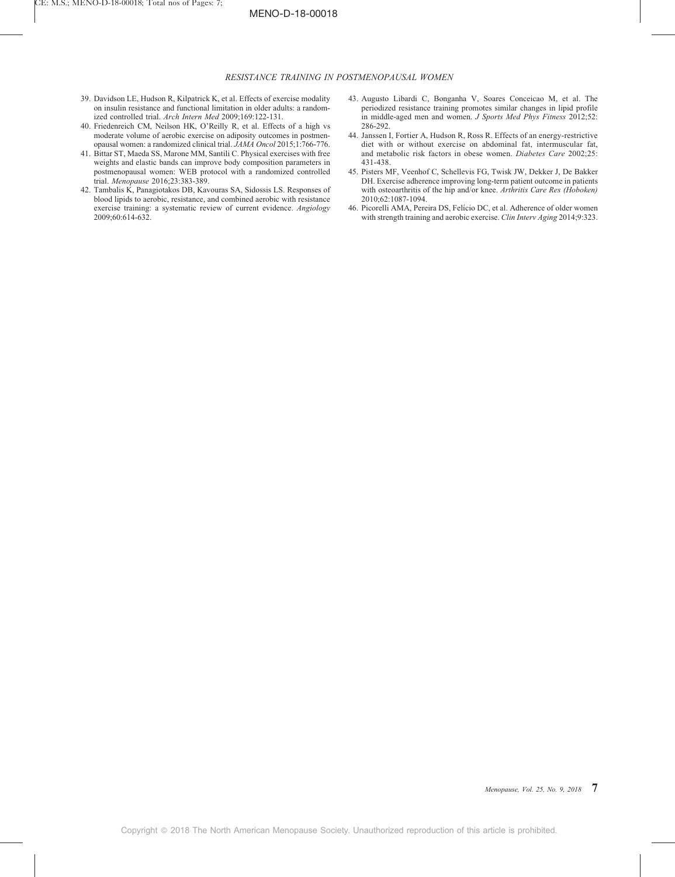39. Davidson LE, Hudson R, Kilpatrick K, et al. Effects of exercise modality on insulin resistance and functional limitation in older adults: a randomized controlled trial. *Arch Intern Med* 2009;169:122-131.
40. Friedenreich CM, Neilson HK, O'Reilly R, et al. Effects of a high vs moderate volume of aerobic exercise on adiposity outcomes in postmenopausal women: a randomized clinical trial. *JAMA Oncol* 2015;1:766-776.
41. Bittar ST, Maeda SS, Marone MM, Santili C. Physical exercises with free weights and elastic bands can improve body composition parameters in postmenopausal women: WEB protocol with a randomized controlled trial. *Menopause* 2016;23:383-389.
42. Tambalis K, Panagiotakos DB, Kavouras SA, Sidossis LS. Responses of blood lipids to aerobic, resistance, and combined aerobic with resistance exercise training: a systematic review of current evidence. *Angiology* 2009;60:614-632.
43. Augusto Libardi C, Bonganha V, Soares Conceicao M, et al. The periodized resistance training promotes similar changes in lipid profile in middle-aged men and women. *J Sports Med Phys Fitness* 2012;52: 286-292.
44. Janssen I, Fortier A, Hudson R, Ross R. Effects of an energy-restrictive diet with or without exercise on abdominal fat, intermuscular fat, and metabolic risk factors in obese women. *Diabetes Care* 2002;25: 431-438.
45. Pisters MF, Veenhof C, Schellevis FG, Twisk JW, Dekker J, De Bakker DH. Exercise adherence improving long-term patient outcome in patients with osteoarthritis of the hip and/or knee. *Arthritis Care Res (Hoboken)* 2010;62:1087-1094.
46. Picorelli AMA, Pereira DS, Felício DC, et al. Adherence of older women with strength training and aerobic exercise. *Clin Interv Aging* 2014;9:323.